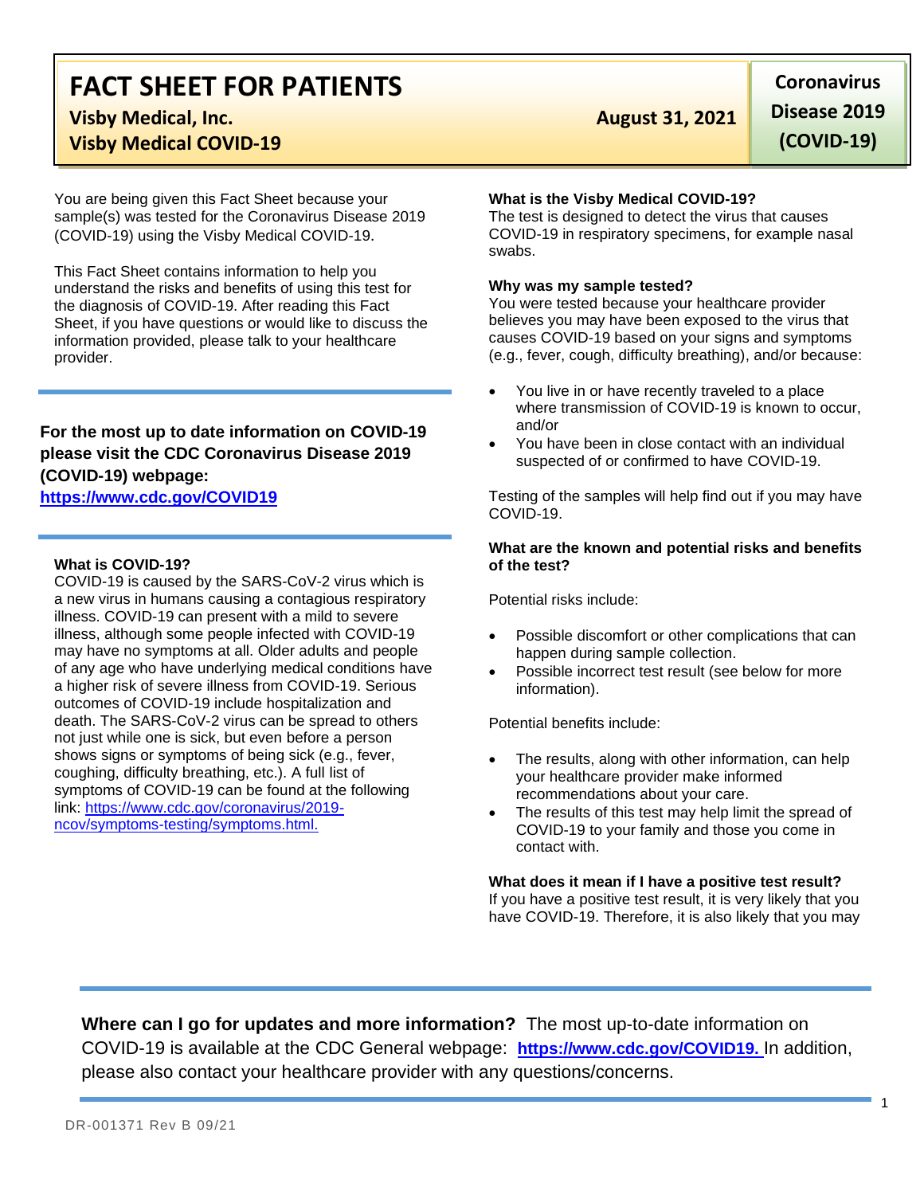# FACT SHEET FOR PATIENTS

**Visby Medical, Inc.**

**Visby Medical COVID-19**

**August 31, 2021**

**Coronavirus Disease 2019 (COVID-19)**

You are being given this Fact Sheet because your sample(s) was tested for the Coronavirus Disease 2019 (COVID-19) using the Visby Medical COVID-19.

This Fact Sheet contains information to help you understand the risks and benefits of using this test for the diagnosis of COVID-19. After reading this Fact Sheet, if you have questions or would like to discuss the information provided, please talk to your healthcare provider.

**For the most up to date information on COVID-19 please visit the CDC Coronavirus Disease 2019 (COVID-19) webpage:**
**https://www.cdc.gov/COVID19**

**What is COVID-19?**
COVID-19 is caused by the SARS-CoV-2 virus which is a new virus in humans causing a contagious respiratory illness. COVID-19 can present with a mild to severe illness, although some people infected with COVID-19 may have no symptoms at all. Older adults and people of any age who have underlying medical conditions have a higher risk of severe illness from COVID-19. Serious outcomes of COVID-19 include hospitalization and death. The SARS-CoV-2 virus can be spread to others not just while one is sick, but even before a person shows signs or symptoms of being sick (e.g., fever, coughing, difficulty breathing, etc.). A full list of symptoms of COVID-19 can be found at the following link: https://www.cdc.gov/coronavirus/2019-ncov/symptoms-testing/symptoms.html.

**What is the Visby Medical COVID-19?**
The test is designed to detect the virus that causes COVID-19 in respiratory specimens, for example nasal swabs.

**Why was my sample tested?**
You were tested because your healthcare provider believes you may have been exposed to the virus that causes COVID-19 based on your signs and symptoms (e.g., fever, cough, difficulty breathing), and/or because:

- You live in or have recently traveled to a place where transmission of COVID-19 is known to occur, and/or
- You have been in close contact with an individual suspected of or confirmed to have COVID-19.

Testing of the samples will help find out if you may have COVID-19.

**What are the known and potential risks and benefits of the test?**

Potential risks include:

- Possible discomfort or other complications that can happen during sample collection.
- Possible incorrect test result (see below for more information).

Potential benefits include:

- The results, along with other information, can help your healthcare provider make informed recommendations about your care.
- The results of this test may help limit the spread of COVID-19 to your family and those you come in contact with.

**What does it mean if I have a positive test result?**
If you have a positive test result, it is very likely that you have COVID-19. Therefore, it is also likely that you may

**Where can I go for updates and more information?** The most up-to-date information on COVID-19 is available at the CDC General webpage: **https://www.cdc.gov/COVID19.** In addition, please also contact your healthcare provider with any questions/concerns.

DR-001371 Rev B 09/21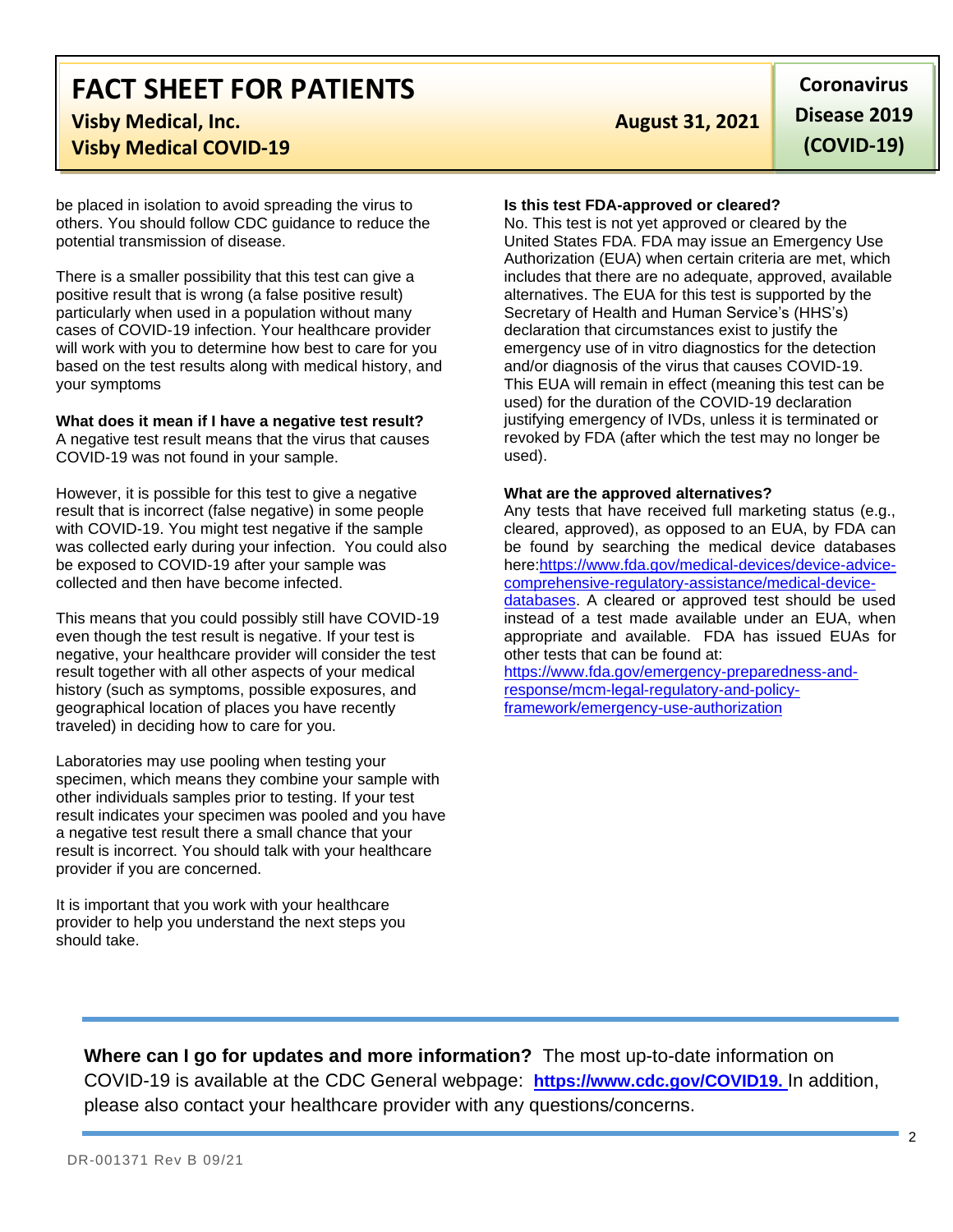be placed in isolation to avoid spreading the virus to others. You should follow CDC guidance to reduce the potential transmission of disease.

There is a smaller possibility that this test can give a positive result that is wrong (a false positive result) particularly when used in a population without many cases of COVID-19 infection. Your healthcare provider will work with you to determine how best to care for you based on the test results along with medical history, and your symptoms

**What does it mean if I have a negative test result?**
A negative test result means that the virus that causes COVID-19 was not found in your sample.

However, it is possible for this test to give a negative result that is incorrect (false negative) in some people with COVID-19. You might test negative if the sample was collected early during your infection. You could also be exposed to COVID-19 after your sample was collected and then have become infected.

This means that you could possibly still have COVID-19 even though the test result is negative. If your test is negative, your healthcare provider will consider the test result together with all other aspects of your medical history (such as symptoms, possible exposures, and geographical location of places you have recently traveled) in deciding how to care for you.

Laboratories may use pooling when testing your specimen, which means they combine your sample with other individuals samples prior to testing. If your test result indicates your specimen was pooled and you have a negative test result there a small chance that your result is incorrect. You should talk with your healthcare provider if you are concerned.

It is important that you work with your healthcare provider to help you understand the next steps you should take.

**Is this test FDA-approved or cleared?**
No. This test is not yet approved or cleared by the United States FDA. FDA may issue an Emergency Use Authorization (EUA) when certain criteria are met, which includes that there are no adequate, approved, available alternatives. The EUA for this test is supported by the Secretary of Health and Human Service's (HHS's) declaration that circumstances exist to justify the emergency use of in vitro diagnostics for the detection and/or diagnosis of the virus that causes COVID-19. This EUA will remain in effect (meaning this test can be used) for the duration of the COVID-19 declaration justifying emergency of IVDs, unless it is terminated or revoked by FDA (after which the test may no longer be used).

**What are the approved alternatives?**
Any tests that have received full marketing status (e.g., cleared, approved), as opposed to an EUA, by FDA can be found by searching the medical device databases here:https://www.fda.gov/medical-devices/device-advice-comprehensive-regulatory-assistance/medical-device-databases. A cleared or approved test should be used instead of a test made available under an EUA, when appropriate and available. FDA has issued EUAs for other tests that can be found at:
https://www.fda.gov/emergency-preparedness-and-response/mcm-legal-regulatory-and-policy-framework/emergency-use-authorization

**Where can I go for updates and more information?** The most up-to-date information on COVID-19 is available at the CDC General webpage: **https://www.cdc.gov/COVID19.** In addition, please also contact your healthcare provider with any questions/concerns.

DR-001371 Rev B 09/21